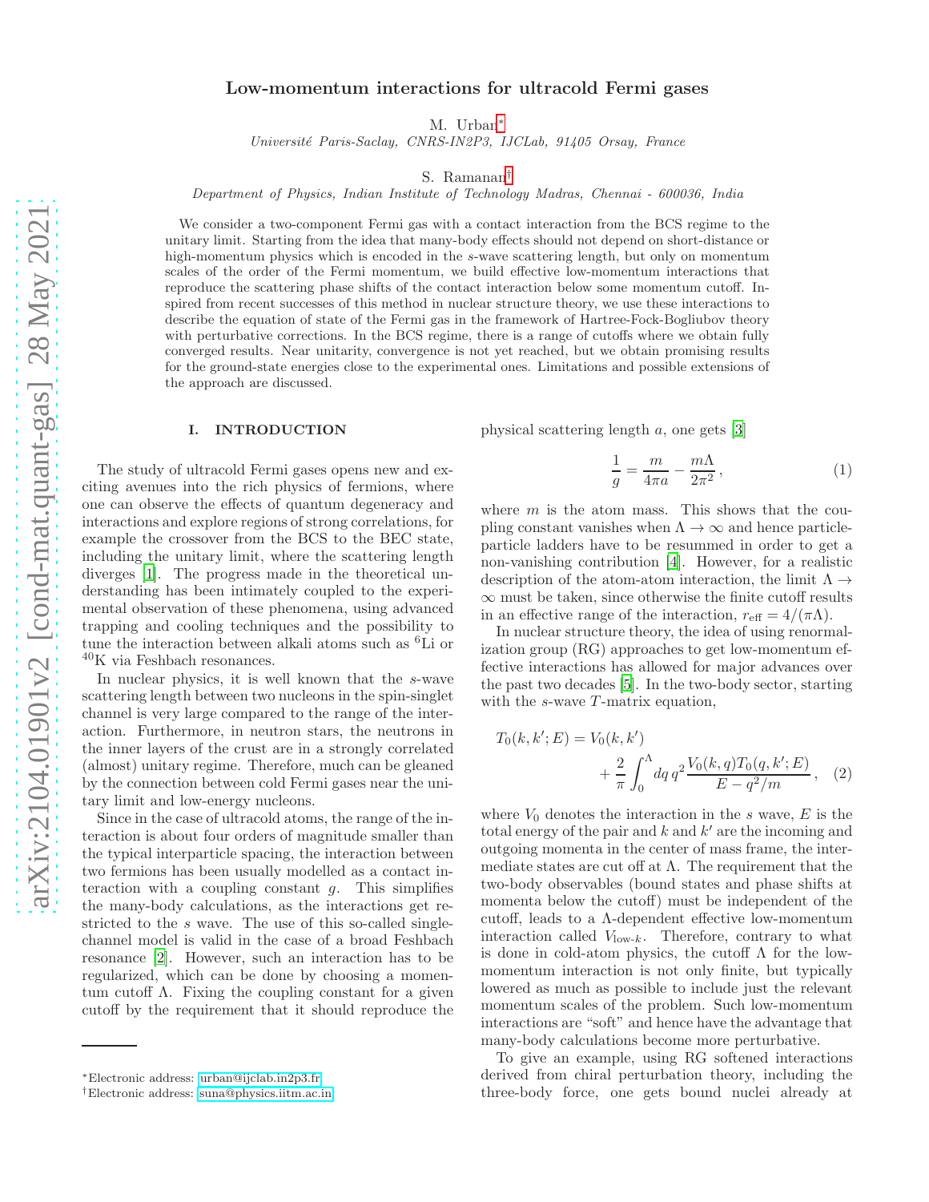# Low-momentum interactions for ultracold Fermi gases

M. Urban*

*Université Paris-Saclay, CNRS-IN2P3, IJCLab, 91405 Orsay, France*

S. Ramanan†

*Department of Physics, Indian Institute of Technology Madras, Chennai - 600036, India*

We consider a two-component Fermi gas with a contact interaction from the BCS regime to the unitary limit. Starting from the idea that many-body effects should not depend on short-distance or high-momentum physics which is encoded in the $s$-wave scattering length, but only on momentum scales of the order of the Fermi momentum, we build effective low-momentum interactions that reproduce the scattering phase shifts of the contact interaction below some momentum cutoff. Inspired from recent successes of this method in nuclear structure theory, we use these interactions to describe the equation of state of the Fermi gas in the framework of Hartree-Fock-Bogliubov theory with perturbative corrections. In the BCS regime, there is a range of cutoffs where we obtain fully converged results. Near unitarity, convergence is not yet reached, but we obtain promising results for the ground-state energies close to the experimental ones. Limitations and possible extensions of the approach are discussed.

## I. INTRODUCTION

The study of ultracold Fermi gases opens new and exciting avenues into the rich physics of fermions, where one can observe the effects of quantum degeneracy and interactions and explore regions of strong correlations, for example the crossover from the BCS to the BEC state, including the unitary limit, where the scattering length diverges [1]. The progress made in the theoretical understanding has been intimately coupled to the experimental observation of these phenomena, using advanced trapping and cooling techniques and the possibility to tune the interaction between alkali atoms such as $^6$Li or $^{40}$K via Feshbach resonances.

In nuclear physics, it is well known that the $s$-wave scattering length between two nucleons in the spin-singlet channel is very large compared to the range of the interaction. Furthermore, in neutron stars, the neutrons in the inner layers of the crust are in a strongly correlated (almost) unitary regime. Therefore, much can be gleaned by the connection between cold Fermi gases near the unitary limit and low-energy nucleons.

Since in the case of ultracold atoms, the range of the interaction is about four orders of magnitude smaller than the typical interparticle spacing, the interaction between two fermions has been usually modelled as a contact interaction with a coupling constant $g$. This simplifies the many-body calculations, as the interactions get restricted to the $s$ wave. The use of this so-called single-channel model is valid in the case of a broad Feshbach resonance [2]. However, such an interaction has to be regularized, which can be done by choosing a momentum cutoff $\Lambda$. Fixing the coupling constant for a given cutoff by the requirement that it should reproduce the physical scattering length $a$, one gets [3]

$$\frac{1}{g} = \frac{m}{4\pi a} - \frac{m\Lambda}{2\pi^2}\,, \tag{1}$$

where $m$ is the atom mass. This shows that the coupling constant vanishes when $\Lambda \to \infty$ and hence particle-particle ladders have to be resummed in order to get a non-vanishing contribution [4]. However, for a realistic description of the atom-atom interaction, the limit $\Lambda \to \infty$ must be taken, since otherwise the finite cutoff results in an effective range of the interaction, $r_{\text{eff}} = 4/(\pi\Lambda)$.

In nuclear structure theory, the idea of using renormalization group (RG) approaches to get low-momentum effective interactions has allowed for major advances over the past two decades [5]. In the two-body sector, starting with the $s$-wave $T$-matrix equation,

$$T_0(k, k'; E) = V_0(k, k') + \frac{2}{\pi}\int_0^\Lambda dq\, q^2 \frac{V_0(k, q) T_0(q, k'; E)}{E - q^2/m}\,, \tag{2}$$

where $V_0$ denotes the interaction in the $s$ wave, $E$ is the total energy of the pair and $k$ and $k'$ are the incoming and outgoing momenta in the center of mass frame, the intermediate states are cut off at $\Lambda$. The requirement that the two-body observables (bound states and phase shifts at momenta below the cutoff) must be independent of the cutoff, leads to a $\Lambda$-dependent effective low-momentum interaction called $V_{\text{low-}k}$. Therefore, contrary to what is done in cold-atom physics, the cutoff $\Lambda$ for the low-momentum interaction is not only finite, but typically lowered as much as possible to include just the relevant momentum scales of the problem. Such low-momentum interactions are "soft" and hence have the advantage that many-body calculations become more perturbative.

To give an example, using RG softened interactions derived from chiral perturbation theory, including the three-body force, one gets bound nuclei already at

*Electronic address: urban@ijclab.in2p3.fr
†Electronic address: suna@physics.iitm.ac.in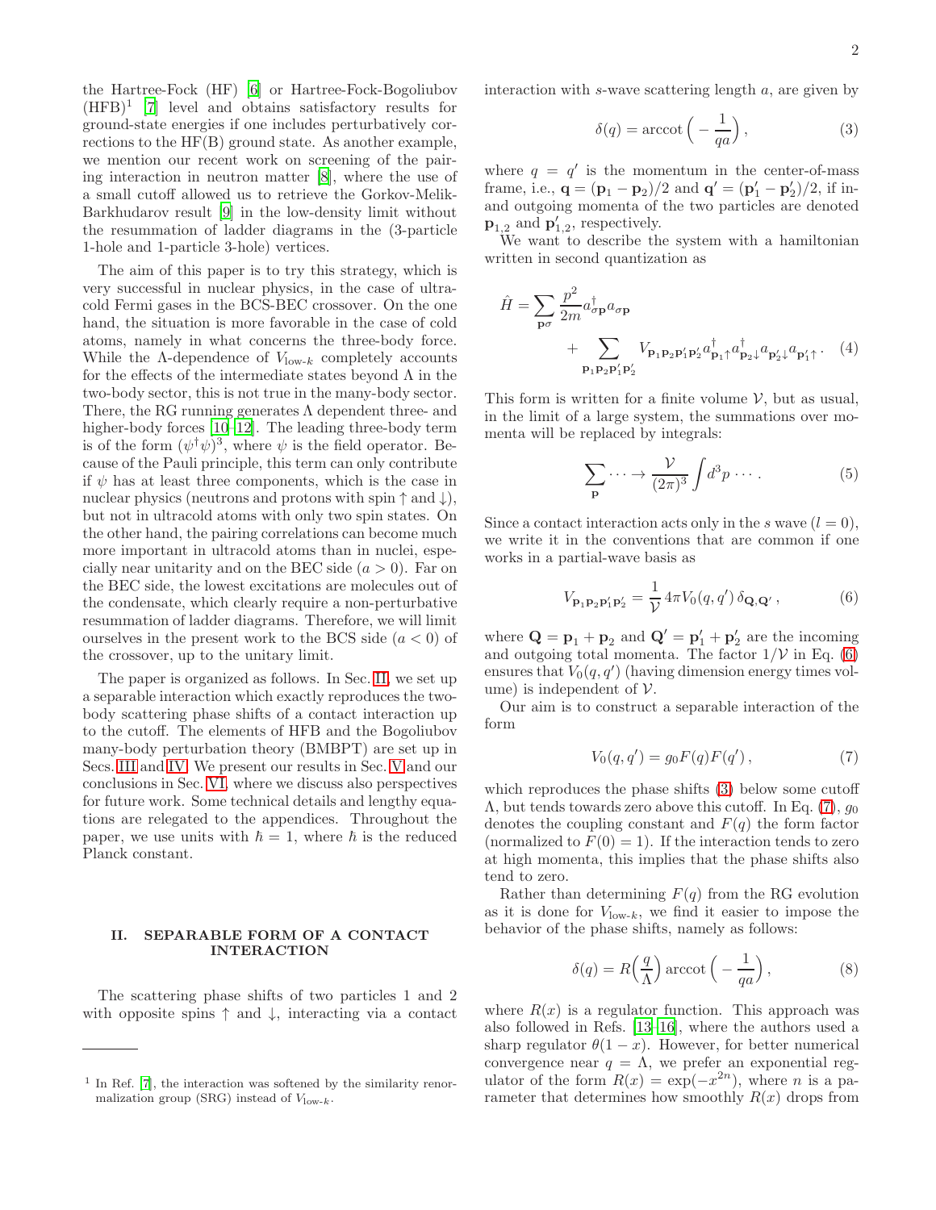the Hartree-Fock (HF) [6] or Hartree-Fock-Bogoliubov (HFB)[1] [7] level and obtains satisfactory results for ground-state energies if one includes perturbatively corrections to the HF(B) ground state. As another example, we mention our recent work on screening of the pairing interaction in neutron matter [8], where the use of a small cutoff allowed us to retrieve the Gorkov-Melik-Barkhudarov result [9] in the low-density limit without the resummation of ladder diagrams in the (3-particle 1-hole and 1-particle 3-hole) vertices.

The aim of this paper is to try this strategy, which is very successful in nuclear physics, in the case of ultracold Fermi gases in the BCS-BEC crossover. On the one hand, the situation is more favorable in the case of cold atoms, namely in what concerns the three-body force. While the $\Lambda$-dependence of $V_{\text{low-}k}$ completely accounts for the effects of the intermediate states beyond $\Lambda$ in the two-body sector, this is not true in the many-body sector. There, the RG running generates $\Lambda$ dependent three- and higher-body forces [10–12]. The leading three-body term is of the form $(\psi^\dagger\psi)^3$, where $\psi$ is the field operator. Because of the Pauli principle, this term can only contribute if $\psi$ has at least three components, which is the case in nuclear physics (neutrons and protons with spin $\uparrow$ and $\downarrow$), but not in ultracold atoms with only two spin states. On the other hand, the pairing correlations can become much more important in ultracold atoms than in nuclei, especially near unitarity and on the BEC side ($a > 0$). Far on the BEC side, the lowest excitations are molecules out of the condensate, which clearly require a non-perturbative resummation of ladder diagrams. Therefore, we will limit ourselves in the present work to the BCS side ($a < 0$) of the crossover, up to the unitary limit.

The paper is organized as follows. In Sec. II, we set up a separable interaction which exactly reproduces the two-body scattering phase shifts of a contact interaction up to the cutoff. The elements of HFB and the Bogoliubov many-body perturbation theory (BMBPT) are set up in Secs. III and IV. We present our results in Sec. V and our conclusions in Sec. VI, where we discuss also perspectives for future work. Some technical details and lengthy equations are relegated to the appendices. Throughout the paper, we use units with $\hbar = 1$, where $\hbar$ is the reduced Planck constant.

## II. SEPARABLE FORM OF A CONTACT INTERACTION

The scattering phase shifts of two particles 1 and 2 with opposite spins $\uparrow$ and $\downarrow$, interacting via a contact interaction with $s$-wave scattering length $a$, are given by

$$\delta(q) = \operatorname{arccot}\Big(-\frac{1}{qa}\Big)\,, \tag{3}$$

where $q = q'$ is the momentum in the center-of-mass frame, i.e., $\mathbf{q} = (\mathbf{p}_1 - \mathbf{p}_2)/2$ and $\mathbf{q}' = (\mathbf{p}'_1 - \mathbf{p}'_2)/2$, if in- and outgoing momenta of the two particles are denoted $\mathbf{p}_{1,2}$ and $\mathbf{p}'_{1,2}$, respectively.

We want to describe the system with a hamiltonian written in second quantization as

$$\hat{H} = \sum_{\mathbf{p}\sigma} \frac{p^2}{2m} a^\dagger_{\sigma\mathbf{p}} a_{\sigma\mathbf{p}} + \sum_{\mathbf{p}_1\mathbf{p}_2\mathbf{p}'_1\mathbf{p}'_2} V_{\mathbf{p}_1\mathbf{p}_2\mathbf{p}'_1\mathbf{p}'_2} a^\dagger_{\mathbf{p}_1\uparrow} a^\dagger_{\mathbf{p}_2\downarrow} a_{\mathbf{p}'_2\downarrow} a_{\mathbf{p}'_1\uparrow}\,. \tag{4}$$

This form is written for a finite volume $\mathcal{V}$, but as usual, in the limit of a large system, the summations over momenta will be replaced by integrals:

$$\sum_{\mathbf{p}} \cdots \to \frac{\mathcal{V}}{(2\pi)^3} \int d^3p \cdots\,. \tag{5}$$

Since a contact interaction acts only in the $s$ wave ($l = 0$), we write it in the conventions that are common if one works in a partial-wave basis as

$$V_{\mathbf{p}_1\mathbf{p}_2\mathbf{p}'_1\mathbf{p}'_2} = \frac{1}{\mathcal{V}}\, 4\pi V_0(q,q')\, \delta_{\mathbf{Q},\mathbf{Q}'}\,, \tag{6}$$

where $\mathbf{Q} = \mathbf{p}_1 + \mathbf{p}_2$ and $\mathbf{Q}' = \mathbf{p}'_1 + \mathbf{p}'_2$ are the incoming and outgoing total momenta. The factor $1/\mathcal{V}$ in Eq. (6) ensures that $V_0(q,q')$ (having dimension energy times volume) is independent of $\mathcal{V}$.

Our aim is to construct a separable interaction of the form

$$V_0(q,q') = g_0 F(q) F(q')\,, \tag{7}$$

which reproduces the phase shifts (3) below some cutoff $\Lambda$, but tends towards zero above this cutoff. In Eq. (7), $g_0$ denotes the coupling constant and $F(q)$ the form factor (normalized to $F(0) = 1$). If the interaction tends to zero at high momenta, this implies that the phase shifts also tend to zero.

Rather than determining $F(q)$ from the RG evolution as it is done for $V_{\text{low-}k}$, we find it easier to impose the behavior of the phase shifts, namely as follows:

$$\delta(q) = R\Big(\frac{q}{\Lambda}\Big) \operatorname{arccot}\Big(-\frac{1}{qa}\Big)\,, \tag{8}$$

where $R(x)$ is a regulator function. This approach was also followed in Refs. [13–16], where the authors used a sharp regulator $\theta(1-x)$. However, for better numerical convergence near $q = \Lambda$, we prefer an exponential regulator of the form $R(x) = \exp(-x^{2n})$, where $n$ is a parameter that determines how smoothly $R(x)$ drops from

[1] In Ref. [7], the interaction was softened by the similarity renormalization group (SRG) instead of $V_{\text{low-}k}$.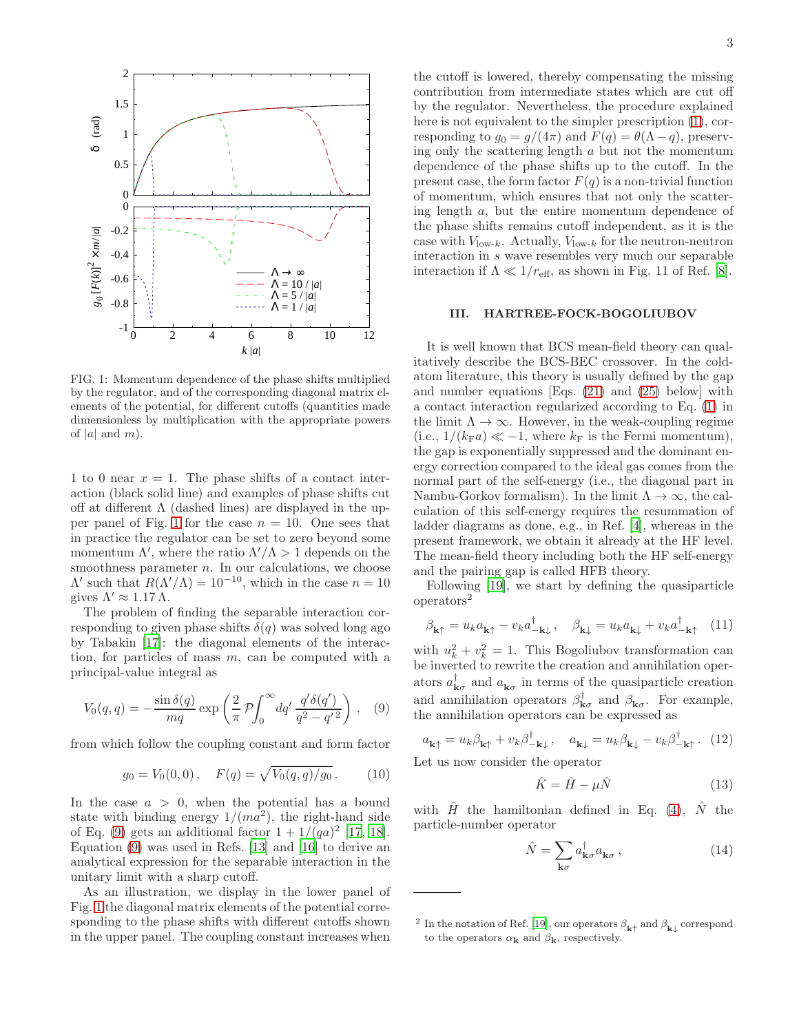FIG. 1: Momentum dependence of the phase shifts multiplied by the regulator, and of the corresponding diagonal matrix elements of the potential, for different cutoffs (quantities made dimensionless by multiplication with the appropriate powers of $|a|$ and $m$).

1 to 0 near $x = 1$. The phase shifts of a contact interaction (black solid line) and examples of phase shifts cut off at different $\Lambda$ (dashed lines) are displayed in the upper panel of Fig. 1 for the case $n = 10$. One sees that in practice the regulator can be set to zero beyond some momentum $\Lambda'$, where the ratio $\Lambda'/\Lambda > 1$ depends on the smoothness parameter $n$. In our calculations, we choose $\Lambda'$ such that $R(\Lambda'/\Lambda) = 10^{-10}$, which in the case $n = 10$ gives $\Lambda' \approx 1.17\,\Lambda$.

The problem of finding the separable interaction corresponding to given phase shifts $\delta(q)$ was solved long ago by Tabakin [17]: the diagonal elements of the interaction, for particles of mass $m$, can be computed with a principal-value integral as

$$V_0(q,q) = -\frac{\sin\delta(q)}{mq}\exp\left(\frac{2}{\pi}\,\mathcal{P}\!\int_0^\infty dq'\,\frac{q'\delta(q')}{q^2-q'^2}\right), \quad (9)$$

from which follow the coupling constant and form factor

$$g_0 = V_0(0,0)\,, \quad F(q) = \sqrt{V_0(q,q)/g_0}\,. \quad (10)$$

In the case $a > 0$, when the potential has a bound state with binding energy $1/(ma^2)$, the right-hand side of Eq. (9) gets an additional factor $1 + 1/(qa)^2$ [17, 18]. Equation (9) was used in Refs. [13] and [16] to derive an analytical expression for the separable interaction in the unitary limit with a sharp cutoff.

As an illustration, we display in the lower panel of Fig. 1 the diagonal matrix elements of the potential corresponding to the phase shifts with different cutoffs shown in the upper panel. The coupling constant increases when the cutoff is lowered, thereby compensating the missing contribution from intermediate states which are cut off by the regulator. Nevertheless, the procedure explained here is not equivalent to the simpler prescription (1), corresponding to $g_0 = g/(4\pi)$ and $F(q) = \theta(\Lambda - q)$, preserving only the scattering length $a$ but not the momentum dependence of the phase shifts up to the cutoff. In the present case, the form factor $F(q)$ is a non-trivial function of momentum, which ensures that not only the scattering length $a$, but the entire momentum dependence of the phase shifts remains cutoff independent, as it is the case with $V_{\text{low-}k}$. Actually, $V_{\text{low-}k}$ for the neutron-neutron interaction in $s$ wave resembles very much our separable interaction if $\Lambda \ll 1/r_{\text{eff}}$, as shown in Fig. 11 of Ref. [8].

## III. HARTREE-FOCK-BOGOLIUBOV

It is well known that BCS mean-field theory can qualitatively describe the BCS-BEC crossover. In the cold-atom literature, this theory is usually defined by the gap and number equations [Eqs. (21) and (25) below] with a contact interaction regularized according to Eq. (1) in the limit $\Lambda \to \infty$. However, in the weak-coupling regime (i.e., $1/(k_{\text{F}}a) \ll -1$, where $k_{\text{F}}$ is the Fermi momentum), the gap is exponentially suppressed and the dominant energy correction compared to the ideal gas comes from the normal part of the self-energy (i.e., the diagonal part in Nambu-Gorkov formalism). In the limit $\Lambda \to \infty$, the calculation of this self-energy requires the resummation of ladder diagrams as done, e.g., in Ref. [4], whereas in the present framework, we obtain it already at the HF level. The mean-field theory including both the HF self-energy and the pairing gap is called HFB theory.

Following [19], we start by defining the quasiparticle operators[2]

$$\beta_{\mathbf{k}\uparrow} = u_k a_{\mathbf{k}\uparrow} - v_k a^\dagger_{-\mathbf{k}\downarrow}\,, \quad \beta_{\mathbf{k}\downarrow} = u_k a_{\mathbf{k}\downarrow} + v_k a^\dagger_{-\mathbf{k}\uparrow} \quad (11)$$

with $u_k^2 + v_k^2 = 1$. This Bogoliubov transformation can be inverted to rewrite the creation and annihilation operators $a^\dagger_{\mathbf{k}\sigma}$ and $a_{\mathbf{k}\sigma}$ in terms of the quasiparticle creation and annihilation operators $\beta^\dagger_{\mathbf{k}\sigma}$ and $\beta_{\mathbf{k}\sigma}$. For example, the annihilation operators can be expressed as

$$a_{\mathbf{k}\uparrow} = u_k\beta_{\mathbf{k}\uparrow} + v_k\beta^\dagger_{-\mathbf{k}\downarrow}\,, \quad a_{\mathbf{k}\downarrow} = u_k\beta_{\mathbf{k}\downarrow} - v_k\beta^\dagger_{-\mathbf{k}\uparrow}\,. \quad (12)$$

Let us now consider the operator

$$\hat{K} = \hat{H} - \mu\hat{N} \quad (13)$$

with $\hat{H}$ the hamiltonian defined in Eq. (4), $\hat{N}$ the particle-number operator

$$\hat{N} = \sum_{\mathbf{k}\sigma} a^\dagger_{\mathbf{k}\sigma} a_{\mathbf{k}\sigma}\,, \quad (14)$$

[2] In the notation of Ref. [19], our operators $\beta_{\mathbf{k}\uparrow}$ and $\beta_{\mathbf{k}\downarrow}$ correspond to the operators $\alpha_{\mathbf{k}}$ and $\beta_{\mathbf{k}}$, respectively.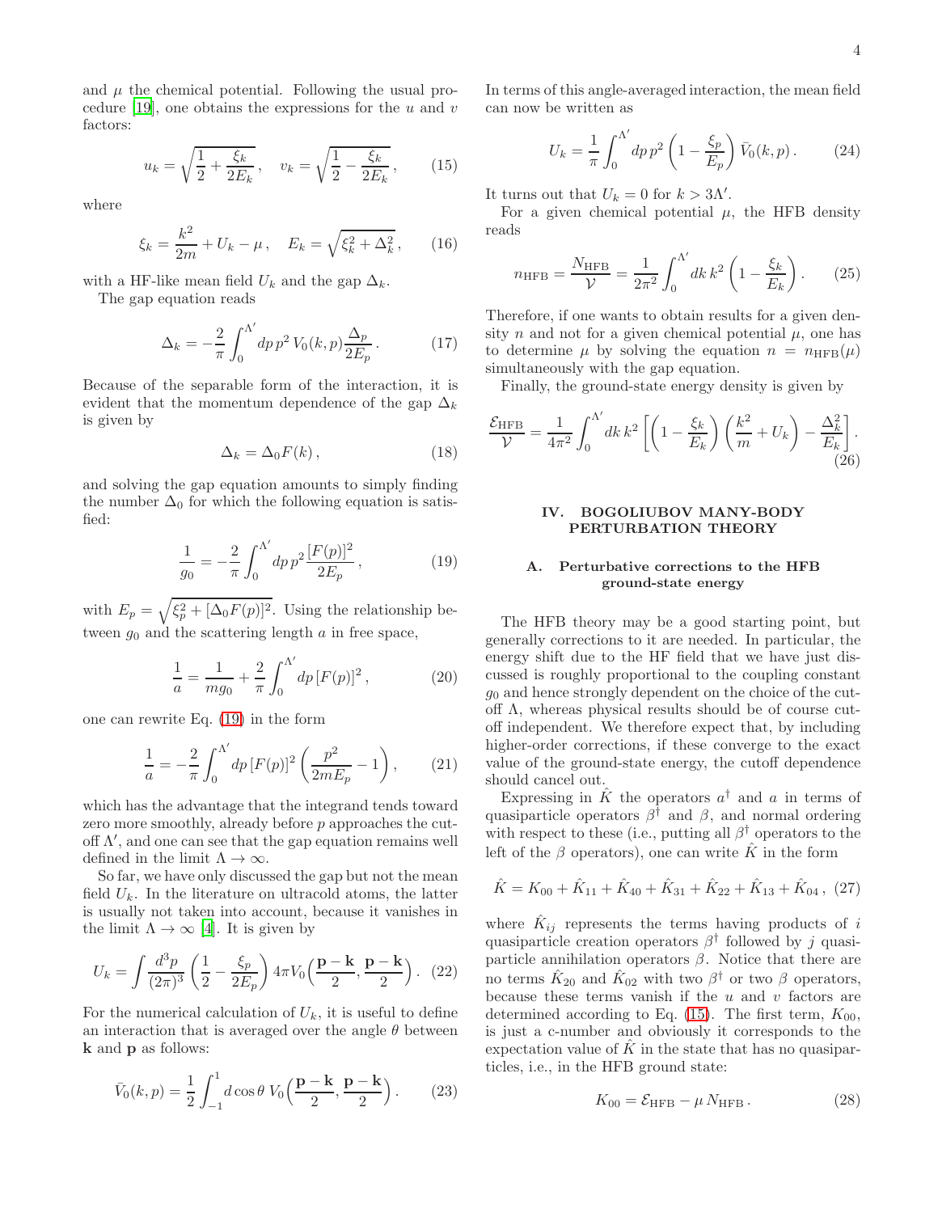and $\mu$ the chemical potential. Following the usual procedure [19], one obtains the expressions for the $u$ and $v$ factors:

$$u_k = \sqrt{\frac{1}{2} + \frac{\xi_k}{2E_k}}\,, \quad v_k = \sqrt{\frac{1}{2} - \frac{\xi_k}{2E_k}}\,, \tag{15}$$

where

$$\xi_k = \frac{k^2}{2m} + U_k - \mu\,, \quad E_k = \sqrt{\xi_k^2 + \Delta_k^2}\,, \tag{16}$$

with a HF-like mean field $U_k$ and the gap $\Delta_k$.

The gap equation reads

$$\Delta_k = -\frac{2}{\pi}\int_0^{\Lambda'} dp\, p^2\, V_0(k,p)\frac{\Delta_p}{2E_p}\,. \tag{17}$$

Because of the separable form of the interaction, it is evident that the momentum dependence of the gap $\Delta_k$ is given by

$$\Delta_k = \Delta_0 F(k)\,, \tag{18}$$

and solving the gap equation amounts to simply finding the number $\Delta_0$ for which the following equation is satisfied:

$$\frac{1}{g_0} = -\frac{2}{\pi}\int_0^{\Lambda'} dp\, p^2 \frac{[F(p)]^2}{2E_p}\,, \tag{19}$$

with $E_p = \sqrt{\xi_p^2 + [\Delta_0 F(p)]^2}$. Using the relationship between $g_0$ and the scattering length $a$ in free space,

$$\frac{1}{a} = \frac{1}{mg_0} + \frac{2}{\pi}\int_0^{\Lambda'} dp\, [F(p)]^2\,, \tag{20}$$

one can rewrite Eq. (19) in the form

$$\frac{1}{a} = -\frac{2}{\pi}\int_0^{\Lambda'} dp\, [F(p)]^2 \left(\frac{p^2}{2mE_p} - 1\right), \tag{21}$$

which has the advantage that the integrand tends toward zero more smoothly, already before $p$ approaches the cutoff $\Lambda'$, and one can see that the gap equation remains well defined in the limit $\Lambda \to \infty$.

So far, we have only discussed the gap but not the mean field $U_k$. In the literature on ultracold atoms, the latter is usually not taken into account, because it vanishes in the limit $\Lambda \to \infty$ [4]. It is given by

$$U_k = \int \frac{d^3p}{(2\pi)^3}\left(\frac{1}{2} - \frac{\xi_p}{2E_p}\right) 4\pi V_0\Big(\frac{\mathbf{p}-\mathbf{k}}{2}, \frac{\mathbf{p}-\mathbf{k}}{2}\Big)\,. \tag{22}$$

For the numerical calculation of $U_k$, it is useful to define an interaction that is averaged over the angle $\theta$ between $\mathbf{k}$ and $\mathbf{p}$ as follows:

$$\bar{V}_0(k,p) = \frac{1}{2}\int_{-1}^{1} d\cos\theta\; V_0\Big(\frac{\mathbf{p}-\mathbf{k}}{2}, \frac{\mathbf{p}-\mathbf{k}}{2}\Big)\,. \tag{23}$$

In terms of this angle-averaged interaction, the mean field can now be written as

$$U_k = \frac{1}{\pi}\int_0^{\Lambda'} dp\, p^2 \left(1 - \frac{\xi_p}{E_p}\right)\bar{V}_0(k,p)\,. \tag{24}$$

It turns out that $U_k = 0$ for $k > 3\Lambda'$.

For a given chemical potential $\mu$, the HFB density reads

$$n_{\rm HFB} = \frac{N_{\rm HFB}}{\mathcal{V}} = \frac{1}{2\pi^2}\int_0^{\Lambda'} dk\, k^2 \left(1 - \frac{\xi_k}{E_k}\right). \tag{25}$$

Therefore, if one wants to obtain results for a given density $n$ and not for a given chemical potential $\mu$, one has to determine $\mu$ by solving the equation $n = n_{\rm HFB}(\mu)$ simultaneously with the gap equation.

Finally, the ground-state energy density is given by

$$\frac{\mathcal{E}_{\rm HFB}}{\mathcal{V}} = \frac{1}{4\pi^2}\int_0^{\Lambda'} dk\, k^2 \left[\left(1 - \frac{\xi_k}{E_k}\right)\left(\frac{k^2}{m} + U_k\right) - \frac{\Delta_k^2}{E_k}\right]. \tag{26}$$

## IV. BOGOLIUBOV MANY-BODY PERTURBATION THEORY

### A. Perturbative corrections to the HFB ground-state energy

The HFB theory may be a good starting point, but generally corrections to it are needed. In particular, the energy shift due to the HF field that we have just discussed is roughly proportional to the coupling constant $g_0$ and hence strongly dependent on the choice of the cutoff $\Lambda$, whereas physical results should be of course cutoff independent. We therefore expect that, by including higher-order corrections, if these converge to the exact value of the ground-state energy, the cutoff dependence should cancel out.

Expressing in $\hat{K}$ the operators $a^\dagger$ and $a$ in terms of quasiparticle operators $\beta^\dagger$ and $\beta$, and normal ordering with respect to these (i.e., putting all $\beta^\dagger$ operators to the left of the $\beta$ operators), one can write $\hat{K}$ in the form

$$\hat{K} = K_{00} + \hat{K}_{11} + \hat{K}_{40} + \hat{K}_{31} + \hat{K}_{22} + \hat{K}_{13} + \hat{K}_{04}\,, \tag{27}$$

where $\hat{K}_{ij}$ represents the terms having products of $i$ quasiparticle creation operators $\beta^\dagger$ followed by $j$ quasiparticle annihilation operators $\beta$. Notice that there are no terms $\hat{K}_{20}$ and $\hat{K}_{02}$ with two $\beta^\dagger$ or two $\beta$ operators, because these terms vanish if the $u$ and $v$ factors are determined according to Eq. (15). The first term, $K_{00}$, is just a c-number and obviously it corresponds to the expectation value of $\hat{K}$ in the state that has no quasiparticles, i.e., in the HFB ground state:

$$K_{00} = \mathcal{E}_{\rm HFB} - \mu\, N_{\rm HFB}\,. \tag{28}$$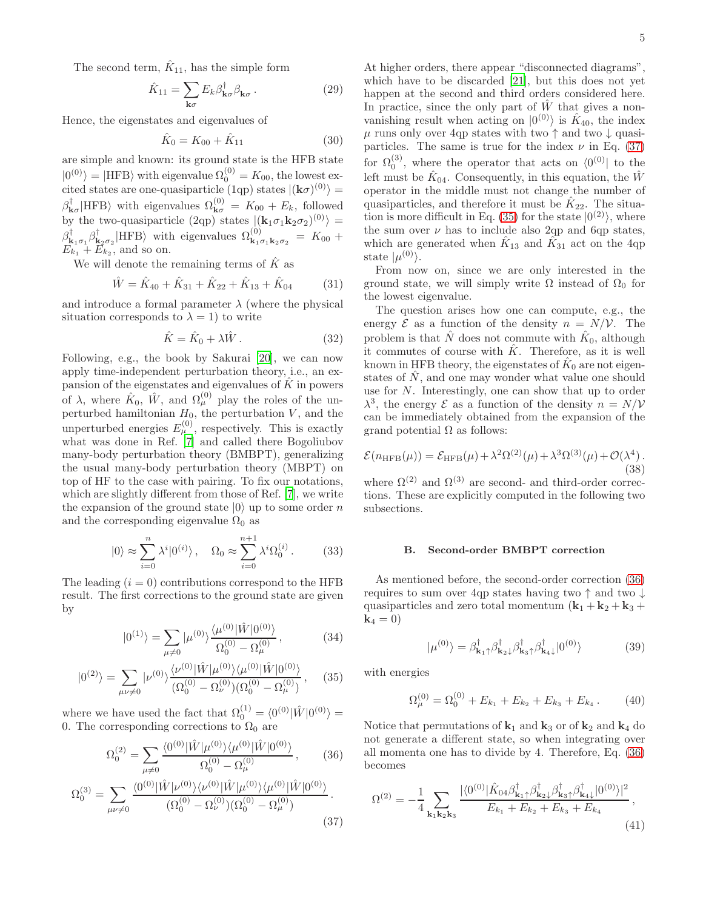The second term, $\hat{K}_{11}$, has the simple form

$$\hat{K}_{11} = \sum_{\mathbf{k}\sigma} E_k \beta^\dagger_{\mathbf{k}\sigma}\beta_{\mathbf{k}\sigma} \,. \tag{29}$$

Hence, the eigenstates and eigenvalues of

$$\hat{K}_0 = K_{00} + \hat{K}_{11} \tag{30}$$

are simple and known: its ground state is the HFB state $|0^{(0)}\rangle = |\text{HFB}\rangle$ with eigenvalue $\Omega_0^{(0)} = K_{00}$, the lowest excited states are one-quasiparticle (1qp) states $|(\mathbf{k}\sigma)^{(0)}\rangle = \beta^\dagger_{\mathbf{k}\sigma}|\text{HFB}\rangle$ with eigenvalues $\Omega^{(0)}_{\mathbf{k}\sigma} = K_{00} + E_k$, followed by the two-quasiparticle (2qp) states $|(\mathbf{k}_1\sigma_1\mathbf{k}_2\sigma_2)^{(0)}\rangle = \beta^\dagger_{\mathbf{k}_1\sigma_1}\beta^\dagger_{\mathbf{k}_2\sigma_2}|\text{HFB}\rangle$ with eigenvalues $\Omega^{(0)}_{\mathbf{k}_1\sigma_1\mathbf{k}_2\sigma_2} = K_{00} + E_{k_1} + E_{k_2}$, and so on.

We will denote the remaining terms of $\hat{K}$ as

$$\hat{W} = \hat{K}_{40} + \hat{K}_{31} + \hat{K}_{22} + \hat{K}_{13} + \hat{K}_{04} \tag{31}$$

and introduce a formal parameter $\lambda$ (where the physical situation corresponds to $\lambda = 1$) to write

$$\hat{K} = \hat{K}_0 + \lambda\hat{W} \,. \tag{32}$$

Following, e.g., the book by Sakurai [20], we can now apply time-independent perturbation theory, i.e., an expansion of the eigenstates and eigenvalues of $\hat{K}$ in powers of $\lambda$, where $\hat{K}_0$, $\hat{W}$, and $\Omega^{(0)}_\mu$ play the roles of the unperturbed hamiltonian $H_0$, the perturbation $V$, and the unperturbed energies $E^{(0)}_\mu$, respectively. This is exactly what was done in Ref. [7] and called there Bogoliubov many-body perturbation theory (BMBPT), generalizing the usual many-body perturbation theory (MBPT) on top of HF to the case with pairing. To fix our notations, which are slightly different from those of Ref. [7], we write the expansion of the ground state $|0\rangle$ up to some order $n$ and the corresponding eigenvalue $\Omega_0$ as

$$|0\rangle \approx \sum_{i=0}^{n} \lambda^i |0^{(i)}\rangle \,, \quad \Omega_0 \approx \sum_{i=0}^{n+1} \lambda^i \Omega_0^{(i)} \,. \tag{33}$$

The leading ($i = 0$) contributions correspond to the HFB result. The first corrections to the ground state are given by

$$|0^{(1)}\rangle = \sum_{\mu\neq 0} |\mu^{(0)}\rangle \frac{\langle\mu^{(0)}|\hat{W}|0^{(0)}\rangle}{\Omega_0^{(0)} - \Omega_\mu^{(0)}} \,, \tag{34}$$

$$|0^{(2)}\rangle = \sum_{\mu\nu\neq 0} |\nu^{(0)}\rangle \frac{\langle\nu^{(0)}|\hat{W}|\mu^{(0)}\rangle\langle\mu^{(0)}|\hat{W}|0^{(0)}\rangle}{(\Omega_0^{(0)} - \Omega_\nu^{(0)})(\Omega_0^{(0)} - \Omega_\mu^{(0)})} \,, \tag{35}$$

where we have used the fact that $\Omega_0^{(1)} = \langle 0^{(0)}|\hat{W}|0^{(0)}\rangle = 0$. The corresponding corrections to $\Omega_0$ are

$$\Omega_0^{(2)} = \sum_{\mu\neq 0} \frac{\langle 0^{(0)}|\hat{W}|\mu^{(0)}\rangle\langle\mu^{(0)}|\hat{W}|0^{(0)}\rangle}{\Omega_0^{(0)} - \Omega_\mu^{(0)}} \,, \tag{36}$$

$$\Omega_0^{(3)} = \sum_{\mu\nu\neq 0} \frac{\langle 0^{(0)}|\hat{W}|\nu^{(0)}\rangle\langle\nu^{(0)}|\hat{W}|\mu^{(0)}\rangle\langle\mu^{(0)}|\hat{W}|0^{(0)}\rangle}{(\Omega_0^{(0)} - \Omega_\nu^{(0)})(\Omega_0^{(0)} - \Omega_\mu^{(0)})} \,. \tag{37}$$

At higher orders, there appear "disconnected diagrams", which have to be discarded [21], but this does not yet happen at the second and third orders considered here. In practice, since the only part of $\hat{W}$ that gives a non-vanishing result when acting on $|0^{(0)}\rangle$ is $\hat{K}_{40}$, the index $\mu$ runs only over 4qp states with two $\uparrow$ and two $\downarrow$ quasiparticles. The same is true for the index $\nu$ in Eq. (37) for $\Omega_0^{(3)}$, where the operator that acts on $\langle 0^{(0)}|$ to the left must be $\hat{K}_{04}$. Consequently, in this equation, the $\hat{W}$ operator in the middle must not change the number of quasiparticles, and therefore it must be $\hat{K}_{22}$. The situation is more difficult in Eq. (35) for the state $|0^{(2)}\rangle$, where the sum over $\nu$ has to include also 2qp and 6qp states, which are generated when $\hat{K}_{13}$ and $\hat{K}_{31}$ act on the 4qp state $|\mu^{(0)}\rangle$.

From now on, since we are only interested in the ground state, we will simply write $\Omega$ instead of $\Omega_0$ for the lowest eigenvalue.

The question arises how one can compute, e.g., the energy $\mathcal{E}$ as a function of the density $n = N/\mathcal{V}$. The problem is that $\hat{N}$ does not commute with $\hat{K}_0$, although it commutes of course with $\hat{K}$. Therefore, as it is well known in HFB theory, the eigenstates of $\hat{K}_0$ are not eigenstates of $\hat{N}$, and one may wonder what value one should use for $N$. Interestingly, one can show that up to order $\lambda^3$, the energy $\mathcal{E}$ as a function of the density $n = N/\mathcal{V}$ can be immediately obtained from the expansion of the grand potential $\Omega$ as follows:

$$\mathcal{E}(n_{\text{HFB}}(\mu)) = \mathcal{E}_{\text{HFB}}(\mu) + \lambda^2\Omega^{(2)}(\mu) + \lambda^3\Omega^{(3)}(\mu) + \mathcal{O}(\lambda^4) \,. \tag{38}$$

where $\Omega^{(2)}$ and $\Omega^{(3)}$ are second- and third-order corrections. These are explicitly computed in the following two subsections.

### B. Second-order BMBPT correction

As mentioned before, the second-order correction (36) requires to sum over 4qp states having two $\uparrow$ and two $\downarrow$ quasiparticles and zero total momentum ($\mathbf{k}_1 + \mathbf{k}_2 + \mathbf{k}_3 + \mathbf{k}_4 = 0$)

$$|\mu^{(0)}\rangle = \beta^\dagger_{\mathbf{k}_1\uparrow}\beta^\dagger_{\mathbf{k}_2\downarrow}\beta^\dagger_{\mathbf{k}_3\uparrow}\beta^\dagger_{\mathbf{k}_4\downarrow}|0^{(0)}\rangle \tag{39}$$

with energies

$$\Omega_\mu^{(0)} = \Omega_0^{(0)} + E_{k_1} + E_{k_2} + E_{k_3} + E_{k_4} \,. \tag{40}$$

Notice that permutations of $\mathbf{k}_1$ and $\mathbf{k}_3$ or of $\mathbf{k}_2$ and $\mathbf{k}_4$ do not generate a different state, so when integrating over all momenta one has to divide by 4. Therefore, Eq. (36) becomes

$$\Omega^{(2)} = -\frac{1}{4}\sum_{\mathbf{k}_1\mathbf{k}_2\mathbf{k}_3} \frac{|\langle 0^{(0)}|\hat{K}_{04}\beta^\dagger_{\mathbf{k}_1\uparrow}\beta^\dagger_{\mathbf{k}_2\downarrow}\beta^\dagger_{\mathbf{k}_3\uparrow}\beta^\dagger_{\mathbf{k}_4\downarrow}|0^{(0)}\rangle|^2}{E_{k_1} + E_{k_2} + E_{k_3} + E_{k_4}} \,, \tag{41}$$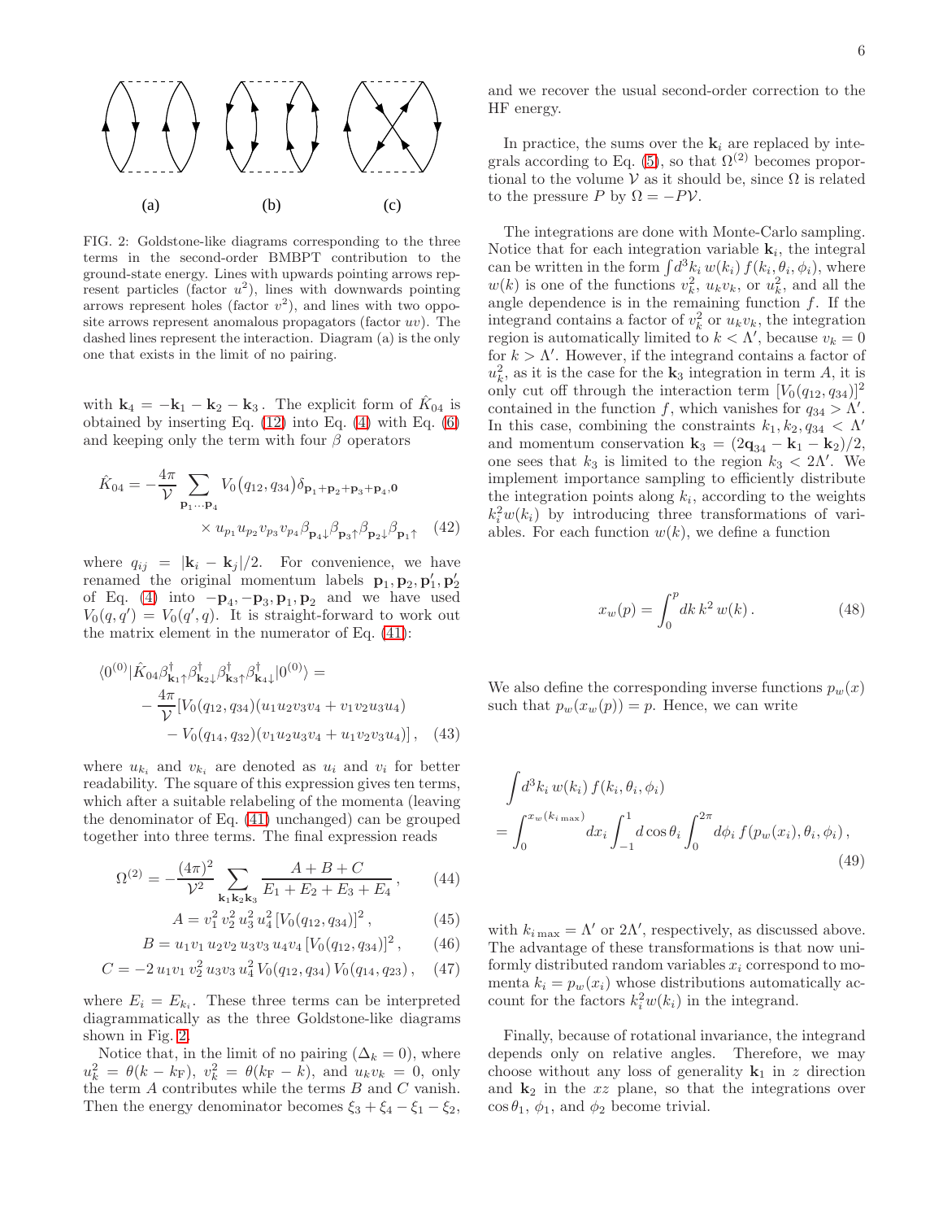FIG. 2: Goldstone-like diagrams corresponding to the three terms in the second-order BMBPT contribution to the ground-state energy. Lines with upwards pointing arrows represent particles (factor $u^2$), lines with downwards pointing arrows represent holes (factor $v^2$), and lines with two opposite arrows represent anomalous propagators (factor $uv$). The dashed lines represent the interaction. Diagram (a) is the only one that exists in the limit of no pairing.

with $\mathbf{k}_4 = -\mathbf{k}_1 - \mathbf{k}_2 - \mathbf{k}_3$. The explicit form of $\hat{K}_{04}$ is obtained by inserting Eq. (12) into Eq. (4) with Eq. (6) and keeping only the term with four $\beta$ operators

$$\hat{K}_{04} = -\frac{4\pi}{\mathcal{V}} \sum_{\mathbf{p}_1 \cdots \mathbf{p}_4} V_0(q_{12}, q_{34}) \delta_{\mathbf{p}_1+\mathbf{p}_2+\mathbf{p}_3+\mathbf{p}_4,\mathbf{0}} \times u_{p_1} u_{p_2} v_{p_3} v_{p_4} \beta_{\mathbf{p}_4\downarrow} \beta_{\mathbf{p}_3\uparrow} \beta_{\mathbf{p}_2\downarrow} \beta_{\mathbf{p}_1\uparrow} \quad (42)$$

where $q_{ij} = |\mathbf{k}_i - \mathbf{k}_j|/2$. For convenience, we have renamed the original momentum labels $\mathbf{p}_1, \mathbf{p}_2, \mathbf{p}'_1, \mathbf{p}'_2$ of Eq. (4) into $-\mathbf{p}_4, -\mathbf{p}_3, \mathbf{p}_1, \mathbf{p}_2$ and we have used $V_0(q, q') = V_0(q', q)$. It is straight-forward to work out the matrix element in the numerator of Eq. (41):

$$\langle 0^{(0)} | \hat{K}_{04} \beta^\dagger_{\mathbf{k}_1\uparrow} \beta^\dagger_{\mathbf{k}_2\downarrow} \beta^\dagger_{\mathbf{k}_3\uparrow} \beta^\dagger_{\mathbf{k}_4\downarrow} | 0^{(0)} \rangle = -\frac{4\pi}{\mathcal{V}} [V_0(q_{12}, q_{34})(u_1 u_2 v_3 v_4 + v_1 v_2 u_3 u_4) - V_0(q_{14}, q_{32})(v_1 u_2 u_3 v_4 + u_1 v_2 v_3 u_4)], \quad (43)$$

where $u_{k_i}$ and $v_{k_i}$ are denoted as $u_i$ and $v_i$ for better readability. The square of this expression gives ten terms, which after a suitable relabeling of the momenta (leaving the denominator of Eq. (41) unchanged) can be grouped together into three terms. The final expression reads

$$\Omega^{(2)} = -\frac{(4\pi)^2}{\mathcal{V}^2} \sum_{\mathbf{k}_1 \mathbf{k}_2 \mathbf{k}_3} \frac{A + B + C}{E_1 + E_2 + E_3 + E_4}, \quad (44)$$

$$A = v_1^2 \, v_2^2 \, u_3^2 \, u_4^2 \, [V_0(q_{12}, q_{34})]^2, \quad (45)$$

$$B = u_1 v_1 \, u_2 v_2 \, u_3 v_3 \, u_4 v_4 \, [V_0(q_{12}, q_{34})]^2, \quad (46)$$

$$C = -2 \, u_1 v_1 \, v_2^2 \, u_3 v_3 \, u_4^2 \, V_0(q_{12}, q_{34}) \, V_0(q_{14}, q_{23}), \quad (47)$$

where $E_i = E_{k_i}$. These three terms can be interpreted diagrammatically as the three Goldstone-like diagrams shown in Fig. 2.

Notice that, in the limit of no pairing ($\Delta_k = 0$), where $u_k^2 = \theta(k - k_\mathrm{F})$, $v_k^2 = \theta(k_\mathrm{F} - k)$, and $u_k v_k = 0$, only the term $A$ contributes while the terms $B$ and $C$ vanish. Then the energy denominator becomes $\xi_3 + \xi_4 - \xi_1 - \xi_2$, and we recover the usual second-order correction to the HF energy.

In practice, the sums over the $\mathbf{k}_i$ are replaced by integrals according to Eq. (5), so that $\Omega^{(2)}$ becomes proportional to the volume $\mathcal{V}$ as it should be, since $\Omega$ is related to the pressure $P$ by $\Omega = -P\mathcal{V}$.

The integrations are done with Monte-Carlo sampling. Notice that for each integration variable $\mathbf{k}_i$, the integral can be written in the form $\int d^3k_i \, w(k_i) \, f(k_i, \theta_i, \phi_i)$, where $w(k)$ is one of the functions $v_k^2$, $u_k v_k$, or $u_k^2$, and all the angle dependence is in the remaining function $f$. If the integrand contains a factor of $v_k^2$ or $u_k v_k$, the integration region is automatically limited to $k < \Lambda'$, because $v_k = 0$ for $k > \Lambda'$. However, if the integrand contains a factor of $u_k^2$, as it is the case for the $\mathbf{k}_3$ integration in term $A$, it is only cut off through the interaction term $[V_0(q_{12}, q_{34})]^2$ contained in the function $f$, which vanishes for $q_{34} > \Lambda'$. In this case, combining the constraints $k_1, k_2, q_{34} < \Lambda'$ and momentum conservation $\mathbf{k}_3 = (2\mathbf{q}_{34} - \mathbf{k}_1 - \mathbf{k}_2)/2$, one sees that $k_3$ is limited to the region $k_3 < 2\Lambda'$. We implement importance sampling to efficiently distribute the integration points along $k_i$, according to the weights $k_i^2 w(k_i)$ by introducing three transformations of variables. For each function $w(k)$, we define a function

$$x_w(p) = \int_0^p dk \, k^2 \, w(k). \quad (48)$$

We also define the corresponding inverse functions $p_w(x)$ such that $p_w(x_w(p)) = p$. Hence, we can write

$$\int d^3k_i \, w(k_i) \, f(k_i, \theta_i, \phi_i) = \int_0^{x_w(k_{i\,\max})} dx_i \int_{-1}^{1} d\cos\theta_i \int_0^{2\pi} d\phi_i \, f(p_w(x_i), \theta_i, \phi_i), \quad (49)$$

with $k_{i\,\max} = \Lambda'$ or $2\Lambda'$, respectively, as discussed above. The advantage of these transformations is that now uniformly distributed random variables $x_i$ correspond to momenta $k_i = p_w(x_i)$ whose distributions automatically account for the factors $k_i^2 w(k_i)$ in the integrand.

Finally, because of rotational invariance, the integrand depends only on relative angles. Therefore, we may choose without any loss of generality $\mathbf{k}_1$ in $z$ direction and $\mathbf{k}_2$ in the $xz$ plane, so that the integrations over $\cos\theta_1$, $\phi_1$, and $\phi_2$ become trivial.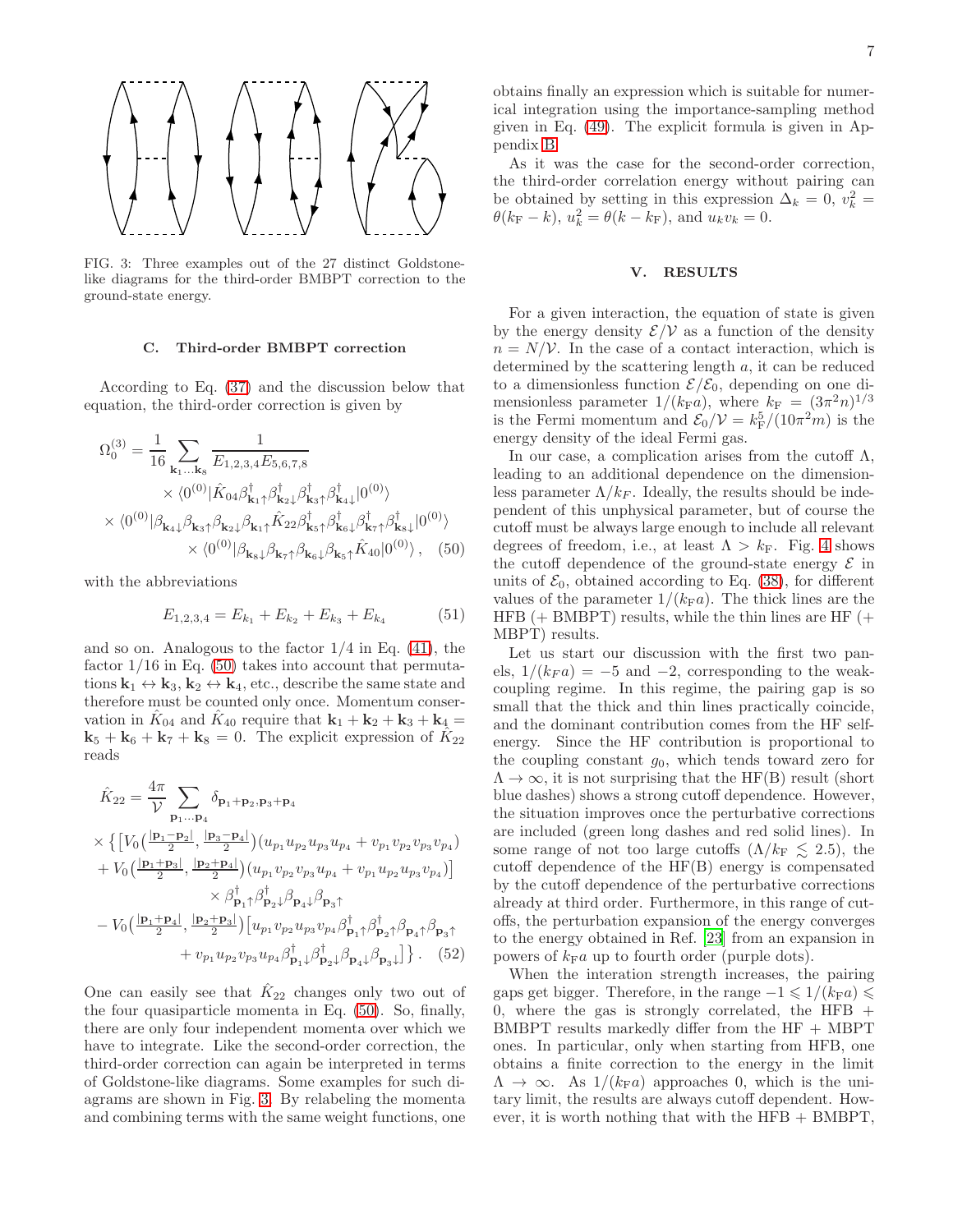FIG. 3: Three examples out of the 27 distinct Goldstone-like diagrams for the third-order BMBPT correction to the ground-state energy.

### C. Third-order BMBPT correction

According to Eq. (37) and the discussion below that equation, the third-order correction is given by

$$\Omega_0^{(3)} = \frac{1}{16}\sum_{\mathbf{k}_1\dots\mathbf{k}_8} \frac{1}{E_{1,2,3,4}E_{5,6,7,8}} \times \langle 0^{(0)}|\hat{K}_{04}\beta^\dagger_{\mathbf{k}_1\uparrow}\beta^\dagger_{\mathbf{k}_2\downarrow}\beta^\dagger_{\mathbf{k}_3\uparrow}\beta^\dagger_{\mathbf{k}_4\downarrow}|0^{(0)}\rangle \times \langle 0^{(0)}|\beta_{\mathbf{k}_4\downarrow}\beta_{\mathbf{k}_3\uparrow}\beta_{\mathbf{k}_2\downarrow}\beta_{\mathbf{k}_1\uparrow}\hat{K}_{22}\beta^\dagger_{\mathbf{k}_5\uparrow}\beta^\dagger_{\mathbf{k}_6\downarrow}\beta^\dagger_{\mathbf{k}_7\uparrow}\beta^\dagger_{\mathbf{k}_8\downarrow}|0^{(0)}\rangle \times \langle 0^{(0)}|\beta_{\mathbf{k}_8\downarrow}\beta_{\mathbf{k}_7\uparrow}\beta_{\mathbf{k}_6\downarrow}\beta_{\mathbf{k}_5\uparrow}\hat{K}_{40}|0^{(0)}\rangle\,, \quad (50)$$

with the abbreviations

$$E_{1,2,3,4} = E_{k_1} + E_{k_2} + E_{k_3} + E_{k_4} \quad (51)$$

and so on. Analogous to the factor 1/4 in Eq. (41), the factor 1/16 in Eq. (50) takes into account that permutations $\mathbf{k}_1 \leftrightarrow \mathbf{k}_3$, $\mathbf{k}_2 \leftrightarrow \mathbf{k}_4$, etc., describe the same state and therefore must be counted only once. Momentum conservation in $\hat{K}_{04}$ and $\hat{K}_{40}$ require that $\mathbf{k}_1+\mathbf{k}_2+\mathbf{k}_3+\mathbf{k}_4 = \mathbf{k}_5+\mathbf{k}_6+\mathbf{k}_7+\mathbf{k}_8 = 0$. The explicit expression of $\hat{K}_{22}$ reads

$$\begin{aligned}\hat{K}_{22} = \frac{4\pi}{\mathcal{V}}\sum_{\mathbf{p}_1\cdots\mathbf{p}_4}\delta_{\mathbf{p}_1+\mathbf{p}_2,\mathbf{p}_3+\mathbf{p}_4} &\times\Big\{\Big[V_0\big(\tfrac{|\mathbf{p}_1-\mathbf{p}_2|}{2},\tfrac{|\mathbf{p}_3-\mathbf{p}_4|}{2}\big)(u_{p_1}u_{p_2}u_{p_3}u_{p_4}+v_{p_1}v_{p_2}v_{p_3}v_{p_4})\\ &+V_0\big(\tfrac{|\mathbf{p}_1+\mathbf{p}_3|}{2},\tfrac{|\mathbf{p}_2+\mathbf{p}_4|}{2}\big)(u_{p_1}v_{p_2}v_{p_3}u_{p_4}+v_{p_1}u_{p_2}u_{p_3}v_{p_4})\Big]\\ &\times\beta^\dagger_{\mathbf{p}_1\uparrow}\beta^\dagger_{\mathbf{p}_2\downarrow}\beta_{\mathbf{p}_4\downarrow}\beta_{\mathbf{p}_3\uparrow}\\ &-V_0\big(\tfrac{|\mathbf{p}_1+\mathbf{p}_4|}{2},\tfrac{|\mathbf{p}_2+\mathbf{p}_3|}{2}\big)\Big[u_{p_1}v_{p_2}u_{p_3}v_{p_4}\beta^\dagger_{\mathbf{p}_1\uparrow}\beta^\dagger_{\mathbf{p}_2\uparrow}\beta_{\mathbf{p}_4\uparrow}\beta_{\mathbf{p}_3\uparrow}\\ &+v_{p_1}u_{p_2}v_{p_3}u_{p_4}\beta^\dagger_{\mathbf{p}_1\downarrow}\beta^\dagger_{\mathbf{p}_2\downarrow}\beta_{\mathbf{p}_4\downarrow}\beta_{\mathbf{p}_3\downarrow}\Big]\Big\}\,. \quad (52)\end{aligned}$$

One can easily see that $\hat{K}_{22}$ changes only two out of the four quasiparticle momenta in Eq. (50). So, finally, there are only four independent momenta over which we have to integrate. Like the second-order correction, the third-order correction can again be interpreted in terms of Goldstone-like diagrams. Some examples for such diagrams are shown in Fig. 3. By relabeling the momenta and combining terms with the same weight functions, one obtains finally an expression which is suitable for numerical integration using the importance-sampling method given in Eq. (49). The explicit formula is given in Appendix B.

As it was the case for the second-order correction, the third-order correlation energy without pairing can be obtained by setting in this expression $\Delta_k = 0$, $v_k^2 = \theta(k_\mathrm{F}-k)$, $u_k^2 = \theta(k-k_\mathrm{F})$, and $u_kv_k = 0$.

## V. RESULTS

For a given interaction, the equation of state is given by the energy density $\mathcal{E}/\mathcal{V}$ as a function of the density $n = N/\mathcal{V}$. In the case of a contact interaction, which is determined by the scattering length $a$, it can be reduced to a dimensionless function $\mathcal{E}/\mathcal{E}_0$, depending on one dimensionless parameter $1/(k_\mathrm{F}a)$, where $k_\mathrm{F} = (3\pi^2 n)^{1/3}$ is the Fermi momentum and $\mathcal{E}_0/\mathcal{V} = k_\mathrm{F}^5/(10\pi^2 m)$ is the energy density of the ideal Fermi gas.

In our case, a complication arises from the cutoff $\Lambda$, leading to an additional dependence on the dimensionless parameter $\Lambda/k_F$. Ideally, the results should be independent of this unphysical parameter, but of course the cutoff must be always large enough to include all relevant degrees of freedom, i.e., at least $\Lambda > k_\mathrm{F}$. Fig. 4 shows the cutoff dependence of the ground-state energy $\mathcal{E}$ in units of $\mathcal{E}_0$, obtained according to Eq. (38), for different values of the parameter $1/(k_\mathrm{F}a)$. The thick lines are the HFB (+ BMBPT) results, while the thin lines are HF (+ MBPT) results.

Let us start our discussion with the first two panels, $1/(k_Fa) = -5$ and $-2$, corresponding to the weak-coupling regime. In this regime, the pairing gap is so small that the thick and thin lines practically coincide, and the dominant contribution comes from the HF self-energy. Since the HF contribution is proportional to the coupling constant $g_0$, which tends toward zero for $\Lambda \to \infty$, it is not surprising that the HF(B) result (short blue dashes) shows a strong cutoff dependence. However, the situation improves once the perturbative corrections are included (green long dashes and red solid lines). In some range of not too large cutoffs ($\Lambda/k_\mathrm{F} \lesssim 2.5$), the cutoff dependence of the HF(B) energy is compensated by the cutoff dependence of the perturbative corrections already at third order. Furthermore, in this range of cutoffs, the perturbation expansion of the energy converges to the energy obtained in Ref. [23] from an expansion in powers of $k_\mathrm{F}a$ up to fourth order (purple dots).

When the interation strength increases, the pairing gaps get bigger. Therefore, in the range $-1 \leqslant 1/(k_\mathrm{F}a) \leqslant 0$, where the gas is strongly correlated, the HFB + BMBPT results markedly differ from the HF + MBPT ones. In particular, only when starting from HFB, one obtains a finite correction to the energy in the limit $\Lambda \to \infty$. As $1/(k_\mathrm{F}a)$ approaches 0, which is the unitary limit, the results are always cutoff dependent. However, it is worth nothing that with the HFB + BMBPT,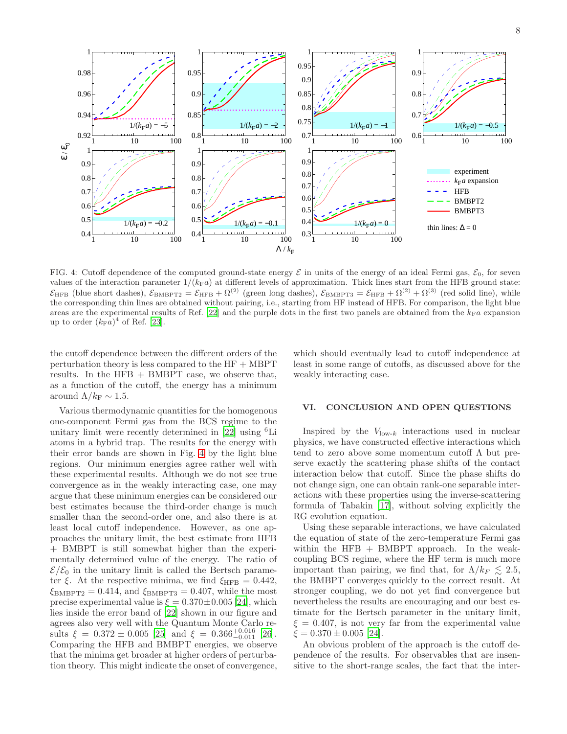FIG. 4: Cutoff dependence of the computed ground-state energy $\mathcal{E}$ in units of the energy of an ideal Fermi gas, $\mathcal{E}_0$, for seven values of the interaction parameter $1/(k_F a)$ at different levels of approximation. Thick lines start from the HFB ground state: $\mathcal{E}_{\rm HFB}$ (blue short dashes), $\mathcal{E}_{\rm BMBPT2} = \mathcal{E}_{\rm HFB} + \Omega^{(2)}$ (green long dashes), $\mathcal{E}_{\rm BMBPT3} = \mathcal{E}_{\rm HFB} + \Omega^{(2)} + \Omega^{(3)}$ (red solid line), while the corresponding thin lines are obtained without pairing, i.e., starting from HF instead of HFB. For comparison, the light blue areas are the experimental results of Ref. [22] and the purple dots in the first two panels are obtained from the $k_F a$ expansion up to order $(k_F a)^4$ of Ref. [23].

the cutoff dependence between the different orders of the perturbation theory is less compared to the HF + MBPT results. In the HFB + BMBPT case, we observe that, as a function of the cutoff, the energy has a minimum around $\Lambda/k_F \sim 1.5$.

Various thermodynamic quantities for the homogenous one-component Fermi gas from the BCS regime to the unitary limit were recently determined in [22] using $^6$Li atoms in a hybrid trap. The results for the energy with their error bands are shown in Fig. 4 by the light blue regions. Our minimum energies agree rather well with these experimental results. Although we do not see true convergence as in the weakly interacting case, one may argue that these minimum energies can be considered our best estimates because the third-order change is much smaller than the second-order one, and also there is at least local cutoff independence. However, as one approaches the unitary limit, the best estimate from HFB + BMBPT is still somewhat higher than the experimentally determined value of the energy. The ratio of $\mathcal{E}/\mathcal{E}_0$ in the unitary limit is called the Bertsch parameter $\xi$. At the respective minima, we find $\xi_{\rm HFB} = 0.442$, $\xi_{\rm BMBPT2} = 0.414$, and $\xi_{\rm BMBPT3} = 0.407$, while the most precise experimental value is $\xi = 0.370 \pm 0.005$ [24], which lies inside the error band of [22] shown in our figure and agrees also very well with the Quantum Monte Carlo results $\xi = 0.372 \pm 0.005$ [25] and $\xi = 0.366^{+0.016}_{-0.011}$ [26]. Comparing the HFB and BMBPT energies, we observe that the minima get broader at higher orders of perturbation theory. This might indicate the onset of convergence, which should eventually lead to cutoff independence at least in some range of cutoffs, as discussed above for the weakly interacting case.

## VI. CONCLUSION AND OPEN QUESTIONS

Inspired by the $V_{\text{low-}k}$ interactions used in nuclear physics, we have constructed effective interactions which tend to zero above some momentum cutoff $\Lambda$ but preserve exactly the scattering phase shifts of the contact interaction below that cutoff. Since the phase shifts do not change sign, one can obtain rank-one separable interactions with these properties using the inverse-scattering formula of Tabakin [17], without solving explicitly the RG evolution equation.

Using these separable interactions, we have calculated the equation of state of the zero-temperature Fermi gas within the HFB + BMBPT approach. In the weak-coupling BCS regime, where the HF term is much more important than pairing, we find that, for $\Lambda/k_F \lesssim 2.5$, the BMBPT converges quickly to the correct result. At stronger coupling, we do not yet find convergence but nevertheless the results are encouraging and our best estimate for the Bertsch parameter in the unitary limit, $\xi = 0.407$, is not very far from the experimental value $\xi = 0.370 \pm 0.005$ [24].

An obvious problem of the approach is the cutoff dependence of the results. For observables that are insensitive to the short-range scales, the fact that the inter-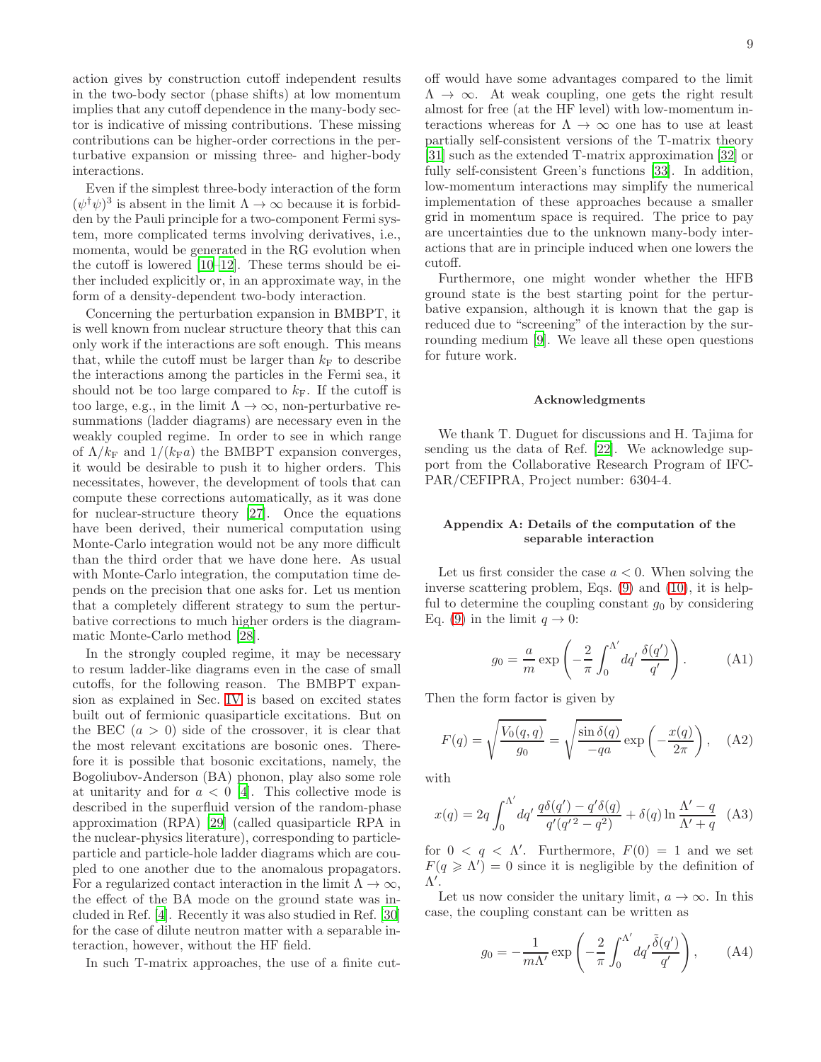action gives by construction cutoff independent results in the two-body sector (phase shifts) at low momentum implies that any cutoff dependence in the many-body sector is indicative of missing contributions. These missing contributions can be higher-order corrections in the perturbative expansion or missing three- and higher-body interactions.

Even if the simplest three-body interaction of the form $(\psi^\dagger\psi)^3$ is absent in the limit $\Lambda \to \infty$ because it is forbidden by the Pauli principle for a two-component Fermi system, more complicated terms involving derivatives, i.e., momenta, would be generated in the RG evolution when the cutoff is lowered [10–12]. These terms should be either included explicitly or, in an approximate way, in the form of a density-dependent two-body interaction.

Concerning the perturbation expansion in BMBPT, it is well known from nuclear structure theory that this can only work if the interactions are soft enough. This means that, while the cutoff must be larger than $k_\mathrm{F}$ to describe the interactions among the particles in the Fermi sea, it should not be too large compared to $k_\mathrm{F}$. If the cutoff is too large, e.g., in the limit $\Lambda \to \infty$, non-perturbative resummations (ladder diagrams) are necessary even in the weakly coupled regime. In order to see in which range of $\Lambda/k_\mathrm{F}$ and $1/(k_\mathrm{F}a)$ the BMBPT expansion converges, it would be desirable to push it to higher orders. This necessitates, however, the development of tools that can compute these corrections automatically, as it was done for nuclear-structure theory [27]. Once the equations have been derived, their numerical computation using Monte-Carlo integration would not be any more difficult than the third order that we have done here. As usual with Monte-Carlo integration, the computation time depends on the precision that one asks for. Let us mention that a completely different strategy to sum the perturbative corrections to much higher orders is the diagrammatic Monte-Carlo method [28].

In the strongly coupled regime, it may be necessary to resum ladder-like diagrams even in the case of small cutoffs, for the following reason. The BMBPT expansion as explained in Sec. IV is based on excited states built out of fermionic quasiparticle excitations. But on the BEC ($a > 0$) side of the crossover, it is clear that the most relevant excitations are bosonic ones. Therefore it is possible that bosonic excitations, namely, the Bogoliubov-Anderson (BA) phonon, play also some role at unitarity and for $a < 0$ [4]. This collective mode is described in the superfluid version of the random-phase approximation (RPA) [29] (called quasiparticle RPA in the nuclear-physics literature), corresponding to particle-particle and particle-hole ladder diagrams which are coupled to one another due to the anomalous propagators. For a regularized contact interaction in the limit $\Lambda \to \infty$, the effect of the BA mode on the ground state was included in Ref. [4]. Recently it was also studied in Ref. [30] for the case of dilute neutron matter with a separable interaction, however, without the HF field.

In such T-matrix approaches, the use of a finite cutoff would have some advantages compared to the limit $\Lambda \to \infty$. At weak coupling, one gets the right result almost for free (at the HF level) with low-momentum interactions whereas for $\Lambda \to \infty$ one has to use at least partially self-consistent versions of the T-matrix theory [31] such as the extended T-matrix approximation [32] or fully self-consistent Green's functions [33]. In addition, low-momentum interactions may simplify the numerical implementation of these approaches because a smaller grid in momentum space is required. The price to pay are uncertainties due to the unknown many-body interactions that are in principle induced when one lowers the cutoff.

Furthermore, one might wonder whether the HFB ground state is the best starting point for the perturbative expansion, although it is known that the gap is reduced due to "screening" of the interaction by the surrounding medium [9]. We leave all these open questions for future work.

## Acknowledgments

We thank T. Duguet for discussions and H. Tajima for sending us the data of Ref. [22]. We acknowledge support from the Collaborative Research Program of IFCPAR/CEFIPRA, Project number: 6304-4.

## Appendix A: Details of the computation of the separable interaction

Let us first consider the case $a < 0$. When solving the inverse scattering problem, Eqs. (9) and (10), it is helpful to determine the coupling constant $g_0$ by considering Eq. (9) in the limit $q \to 0$:

$$g_0 = \frac{a}{m} \exp\left(-\frac{2}{\pi}\int_0^{\Lambda'} dq' \, \frac{\delta(q')}{q'}\right). \tag{A1}$$

Then the form factor is given by

$$F(q) = \sqrt{\frac{V_0(q,q)}{g_0}} = \sqrt{\frac{\sin\delta(q)}{-qa}} \exp\left(-\frac{x(q)}{2\pi}\right), \tag{A2}$$

with

$$x(q) = 2q\int_0^{\Lambda'} dq' \, \frac{q\delta(q') - q'\delta(q)}{q'(q'^2 - q^2)} + \delta(q) \ln\frac{\Lambda' - q}{\Lambda' + q} \tag{A3}$$

for $0 < q < \Lambda'$. Furthermore, $F(0) = 1$ and we set $F(q \geqslant \Lambda') = 0$ since it is negligible by the definition of $\Lambda'$.

Let us now consider the unitary limit, $a \to \infty$. In this case, the coupling constant can be written as

$$g_0 = -\frac{1}{m\Lambda'} \exp\left(-\frac{2}{\pi}\int_0^{\Lambda'} dq' \, \frac{\tilde{\delta}(q')}{q'}\right), \tag{A4}$$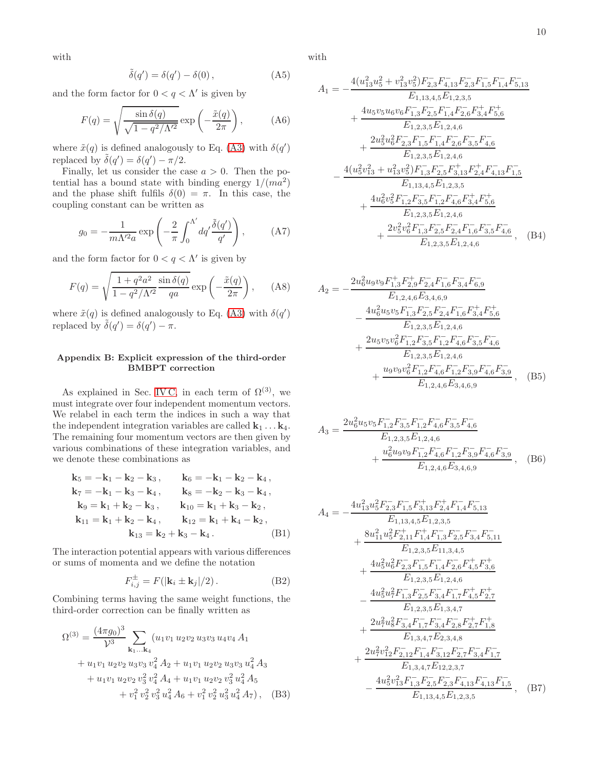with

$$\tilde{\delta}(q') = \delta(q') - \delta(0)\,, \tag{A5}$$

and the form factor for $0 < q < \Lambda'$ is given by

$$F(q) = \sqrt{\frac{\sin\delta(q)}{\sqrt{1-q^2/\Lambda'^2}}}\exp\left(-\frac{\tilde{x}(q)}{2\pi}\right), \tag{A6}$$

where $\tilde{x}(q)$ is defined analogously to Eq. (A3) with $\delta(q')$ replaced by $\tilde{\delta}(q') = \delta(q') - \pi/2$.

Finally, let us consider the case $a > 0$. Then the potential has a bound state with binding energy $1/(ma^2)$ and the phase shift fulfils $\delta(0) = \pi$. In this case, the coupling constant can be written as

$$g_0 = -\frac{1}{m\Lambda'^2 a}\exp\left(-\frac{2}{\pi}\int_0^{\Lambda'} dq' \frac{\tilde{\delta}(q')}{q'}\right), \tag{A7}$$

and the form factor for $0 < q < \Lambda'$ is given by

$$F(q) = \sqrt{\frac{1+q^2a^2}{1-q^2/\Lambda'^2}\frac{\sin\delta(q)}{qa}}\exp\left(-\frac{\tilde{x}(q)}{2\pi}\right), \tag{A8}$$

where $\tilde{x}(q)$ is defined analogously to Eq. (A3) with $\delta(q')$ replaced by $\tilde{\delta}(q') = \delta(q') - \pi$.

## Appendix B: Explicit expression of the third-order BMBPT correction

As explained in Sec. IV C, in each term of $\Omega^{(3)}$, we must integrate over four independent momentum vectors. We relabel in each term the indices in such a way that the independent integration variables are called $\mathbf{k}_1 \dots \mathbf{k}_4$. The remaining four momentum vectors are then given by various combinations of these integration variables, and we denote these combinations as

$$\begin{aligned}
\mathbf{k}_5 &= -\mathbf{k}_1 - \mathbf{k}_2 - \mathbf{k}_3\,, & \mathbf{k}_6 &= -\mathbf{k}_1 - \mathbf{k}_2 - \mathbf{k}_4\,,\\
\mathbf{k}_7 &= -\mathbf{k}_1 - \mathbf{k}_3 - \mathbf{k}_4\,, & \mathbf{k}_8 &= -\mathbf{k}_2 - \mathbf{k}_3 - \mathbf{k}_4\,,\\
\mathbf{k}_9 &= \mathbf{k}_1 + \mathbf{k}_2 - \mathbf{k}_3\,, & \mathbf{k}_{10} &= \mathbf{k}_1 + \mathbf{k}_3 - \mathbf{k}_2\,,\\
\mathbf{k}_{11} &= \mathbf{k}_1 + \mathbf{k}_2 - \mathbf{k}_4\,, & \mathbf{k}_{12} &= \mathbf{k}_1 + \mathbf{k}_4 - \mathbf{k}_2\,,\\
& & \mathbf{k}_{13} &= \mathbf{k}_2 + \mathbf{k}_3 - \mathbf{k}_4\,.
\end{aligned} \tag{B1}$$

The interaction potential appears with various differences or sums of momenta and we define the notation

$$F^{\pm}_{i,j} = F(|\mathbf{k}_i \pm \mathbf{k}_j|/2)\,. \tag{B2}$$

Combining terms having the same weight functions, the third-order correction can be finally written as

$$\begin{aligned}
\Omega^{(3)} = \frac{(4\pi g_0)^3}{\mathcal{V}^3}\sum_{\mathbf{k}_1\dots\mathbf{k}_4} \big(&u_1v_1\,u_2v_2\,u_3v_3\,u_4v_4\,A_1 \\
&+ u_1v_1\,u_2v_2\,u_3v_3\,v_4^2\,A_2 + u_1v_1\,u_2v_2\,u_3v_3\,u_4^2\,A_3\\
&+ u_1v_1\,u_2v_2\,v_3^2\,v_4^2\,A_4 + u_1v_1\,u_2v_2\,v_3^2\,u_4^2\,A_5\\
&+ v_1^2\,v_2^2\,v_3^2\,u_4^2\,A_6 + v_1^2\,v_2^2\,u_3^2\,u_4^2\,A_7\big)\,,
\end{aligned} \tag{B3}$$

with

$$\begin{aligned}
A_1 = &-\frac{4(u_{13}^2u_5^2 + v_{13}^2v_5^2)F^-_{2,3}F^-_{4,13}F^-_{2,3}F^-_{1,5}F^-_{1,4}F^-_{5,13}}{E_{1,13,4,5}E_{1,2,3,5}}\\
&+\frac{4u_5v_5u_6v_6F^-_{1,3}F^-_{2,5}F^-_{1,4}F^-_{2,6}F^+_{3,4}F^+_{5,6}}{E_{1,2,3,5}E_{1,2,4,6}}\\
&+\frac{2u_5^2u_6^2F^-_{2,3}F^-_{1,5}F^-_{1,4}F^-_{2,6}F^-_{3,5}F^-_{4,6}}{E_{1,2,3,5}E_{1,2,4,6}}\\
&-\frac{4(u_5^2v_{13}^2 + u_{13}^2v_5^2)F^-_{1,3}F^-_{2,5}F^+_{3,13}F^+_{2,4}F^-_{4,13}F^-_{1,5}}{E_{1,13,4,5}E_{1,2,3,5}}\\
&+\frac{4u_6^2v_5^2F^-_{1,2}F^-_{3,5}F^-_{1,2}F^-_{4,6}F^+_{3,4}F^+_{5,6}}{E_{1,2,3,5}E_{1,2,4,6}}\\
&+\frac{2v_5^2v_6^2F^-_{1,3}F^-_{2,5}F^-_{2,4}F^-_{1,6}F^-_{3,5}F^-_{4,6}}{E_{1,2,3,5}E_{1,2,4,6}}\,,
\end{aligned} \tag{B4}$$

$$\begin{aligned}
A_2 = &-\frac{2u_6^2u_9v_9F^+_{1,3}F^+_{2,9}F^-_{2,4}F^-_{1,6}F^-_{3,4}F^-_{6,9}}{E_{1,2,4,6}E_{3,4,6,9}}\\
&-\frac{4u_6^2u_5v_5F^-_{1,3}F^-_{2,5}F^-_{2,4}F^-_{1,6}F^+_{3,4}F^+_{5,6}}{E_{1,2,3,5}E_{1,2,4,6}}\\
&+\frac{2u_5v_5v_6^2F^-_{1,2}F^-_{3,5}F^-_{1,2}F^-_{4,6}F^-_{3,5}F^-_{4,6}}{E_{1,2,3,5}E_{1,2,4,6}}\\
&+\frac{u_9v_9v_6^2F^-_{1,2}F^-_{4,6}F^-_{1,2}F^-_{3,9}F^-_{4,6}F^-_{3,9}}{E_{1,2,4,6}E_{3,4,6,9}}\,,
\end{aligned} \tag{B5}$$

$$\begin{aligned}
A_3 = &\,\frac{2u_6^2u_5v_5F^-_{1,2}F^-_{3,5}F^-_{1,2}F^-_{4,6}F^-_{3,5}F^-_{4,6}}{E_{1,2,3,5}E_{1,2,4,6}}\\
&+\frac{u_6^2u_9v_9F^-_{1,2}F^-_{4,6}F^-_{1,2}F^-_{3,9}F^-_{4,6}F^-_{3,9}}{E_{1,2,4,6}E_{3,4,6,9}}\,,
\end{aligned} \tag{B6}$$

$$\begin{aligned}
A_4 = &-\frac{4u_{13}^2u_5^2F^-_{2,3}F^-_{1,5}F^+_{3,13}F^+_{2,4}F^-_{1,4}F^-_{5,13}}{E_{1,13,4,5}E_{1,2,3,5}}\\
&+\frac{8u_{11}^2u_5^2F^+_{2,11}F^+_{1,4}F^-_{1,3}F^-_{2,5}F^-_{3,4}F^-_{5,11}}{E_{1,2,3,5}E_{11,3,4,5}}\\
&+\frac{4u_5^2u_6^2F^-_{2,3}F^-_{1,5}F^-_{1,4}F^-_{2,6}F^+_{4,5}F^+_{3,6}}{E_{1,2,3,5}E_{1,2,4,6}}\\
&-\frac{4u_5^2u_7^2F^-_{1,3}F^-_{2,5}F^-_{3,4}F^-_{1,7}F^+_{4,5}F^+_{2,7}}{E_{1,2,3,5}E_{1,3,4,7}}\\
&+\frac{2u_7^2u_8^2F^-_{3,4}F^-_{1,7}F^-_{3,4}F^-_{2,8}F^+_{2,7}F^+_{1,8}}{E_{1,3,4,7}E_{2,3,4,8}}\\
&+\frac{2u_7^2v_{12}^2F^-_{2,12}F^-_{1,4}F^-_{3,12}F^-_{2,7}F^-_{3,4}F^-_{1,7}}{E_{1,3,4,7}E_{12,2,3,7}}\\
&-\frac{4u_5^2v_{13}^2F^-_{1,3}F^-_{2,5}F^-_{2,3}F^-_{4,13}F^-_{4,13}F^-_{1,5}}{E_{1,13,4,5}E_{1,2,3,5}}\,,
\end{aligned} \tag{B7}$$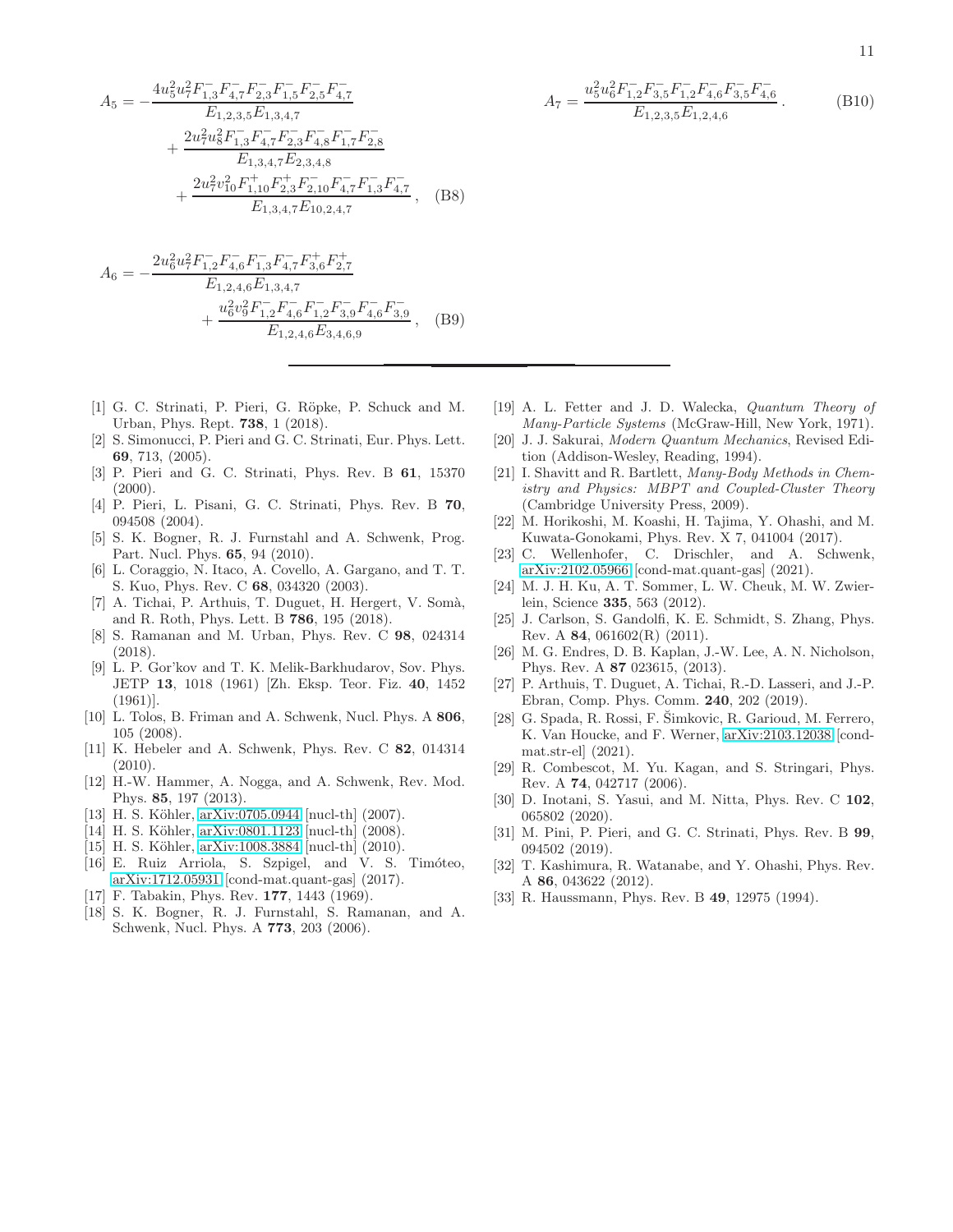$$
\begin{aligned}
A_5 = &-\frac{4u_5^2 u_7^2 F^-_{1,3} F^-_{4,7} F^-_{2,3} F^-_{1,5} F^-_{2,5} F^-_{4,7}}{E_{1,2,3,5} E_{1,3,4,7}} \\
&+ \frac{2u_7^2 u_8^2 F^-_{1,3} F^-_{4,7} F^-_{2,3} F^-_{4,8} F^-_{1,7} F^-_{2,8}}{E_{1,3,4,7} E_{2,3,4,8}} \\
&+ \frac{2u_7^2 v_{10}^2 F^+_{1,10} F^+_{2,3} F^-_{2,10} F^-_{4,7} F^-_{1,3} F^-_{4,7}}{E_{1,3,4,7} E_{10,2,4,7}}\,, \quad \text{(B8)}
\end{aligned}
$$

$$
\begin{aligned}
A_6 = &-\frac{2u_6^2 u_7^2 F^-_{1,2} F^-_{4,6} F^-_{1,3} F^-_{4,7} F^+_{3,6} F^+_{2,7}}{E_{1,2,4,6} E_{1,3,4,7}} \\
&+ \frac{u_6^2 v_9^2 F^-_{1,2} F^-_{4,6} F^-_{1,2} F^-_{3,9} F^-_{4,6} F^-_{3,9}}{E_{1,2,4,6} E_{3,4,6,9}}\,, \quad \text{(B9)}
\end{aligned}
$$

$$
A_7 = \frac{u_5^2 u_6^2 F^-_{1,2} F^-_{3,5} F^-_{1,2} F^-_{4,6} F^-_{3,5} F^-_{4,6}}{E_{1,2,3,5} E_{1,2,4,6}}\,. \quad \text{(B10)}
$$

[1] G. C. Strinati, P. Pieri, G. Röpke, P. Schuck and M. Urban, Phys. Rept. **738**, 1 (2018).

[2] S. Simonucci, P. Pieri and G. C. Strinati, Eur. Phys. Lett. **69**, 713, (2005).

[3] P. Pieri and G. C. Strinati, Phys. Rev. B **61**, 15370 (2000).

[4] P. Pieri, L. Pisani, G. C. Strinati, Phys. Rev. B **70**, 094508 (2004).

[5] S. K. Bogner, R. J. Furnstahl and A. Schwenk, Prog. Part. Nucl. Phys. **65**, 94 (2010).

[6] L. Coraggio, N. Itaco, A. Covello, A. Gargano, and T. T. S. Kuo, Phys. Rev. C **68**, 034320 (2003).

[7] A. Tichai, P. Arthuis, T. Duguet, H. Hergert, V. Somà, and R. Roth, Phys. Lett. B **786**, 195 (2018).

[8] S. Ramanan and M. Urban, Phys. Rev. C **98**, 024314 (2018).

[9] L. P. Gor'kov and T. K. Melik-Barkhudarov, Sov. Phys. JETP **13**, 1018 (1961) [Zh. Eksp. Teor. Fiz. **40**, 1452 (1961)].

[10] L. Tolos, B. Friman and A. Schwenk, Nucl. Phys. A **806**, 105 (2008).

[11] K. Hebeler and A. Schwenk, Phys. Rev. C **82**, 014314 (2010).

[12] H.-W. Hammer, A. Nogga, and A. Schwenk, Rev. Mod. Phys. **85**, 197 (2013).

[13] H. S. Köhler, arXiv:0705.0944 [nucl-th] (2007).

[14] H. S. Köhler, arXiv:0801.1123 [nucl-th] (2008).

[15] H. S. Köhler, arXiv:1008.3884 [nucl-th] (2010).

[16] E. Ruiz Arriola, S. Szpigel, and V. S. Timóteo, arXiv:1712.05931 [cond-mat.quant-gas] (2017).

[17] F. Tabakin, Phys. Rev. **177**, 1443 (1969).

[18] S. K. Bogner, R. J. Furnstahl, S. Ramanan, and A. Schwenk, Nucl. Phys. A **773**, 203 (2006).

[19] A. L. Fetter and J. D. Walecka, *Quantum Theory of Many-Particle Systems* (McGraw-Hill, New York, 1971).

[20] J. J. Sakurai, *Modern Quantum Mechanics*, Revised Edition (Addison-Wesley, Reading, 1994).

[21] I. Shavitt and R. Bartlett, *Many-Body Methods in Chemistry and Physics: MBPT and Coupled-Cluster Theory* (Cambridge University Press, 2009).

[22] M. Horikoshi, M. Koashi, H. Tajima, Y. Ohashi, and M. Kuwata-Gonokami, Phys. Rev. X 7, 041004 (2017).

[23] C. Wellenhofer, C. Drischler, and A. Schwenk, arXiv:2102.05966 [cond-mat.quant-gas] (2021).

[24] M. J. H. Ku, A. T. Sommer, L. W. Cheuk, M. W. Zwierlein, Science **335**, 563 (2012).

[25] J. Carlson, S. Gandolfi, K. E. Schmidt, S. Zhang, Phys. Rev. A **84**, 061602(R) (2011).

[26] M. G. Endres, D. B. Kaplan, J.-W. Lee, A. N. Nicholson, Phys. Rev. A **87** 023615, (2013).

[27] P. Arthuis, T. Duguet, A. Tichai, R.-D. Lasseri, and J.-P. Ebran, Comp. Phys. Comm. **240**, 202 (2019).

[28] G. Spada, R. Rossi, F. Šimkovic, R. Garioud, M. Ferrero, K. Van Houcke, and F. Werner, arXiv:2103.12038 [cond-mat.str-el] (2021).

[29] R. Combescot, M. Yu. Kagan, and S. Stringari, Phys. Rev. A **74**, 042717 (2006).

[30] D. Inotani, S. Yasui, and M. Nitta, Phys. Rev. C **102**, 065802 (2020).

[31] M. Pini, P. Pieri, and G. C. Strinati, Phys. Rev. B **99**, 094502 (2019).

[32] T. Kashimura, R. Watanabe, and Y. Ohashi, Phys. Rev. A **86**, 043622 (2012).

[33] R. Haussmann, Phys. Rev. B **49**, 12975 (1994).